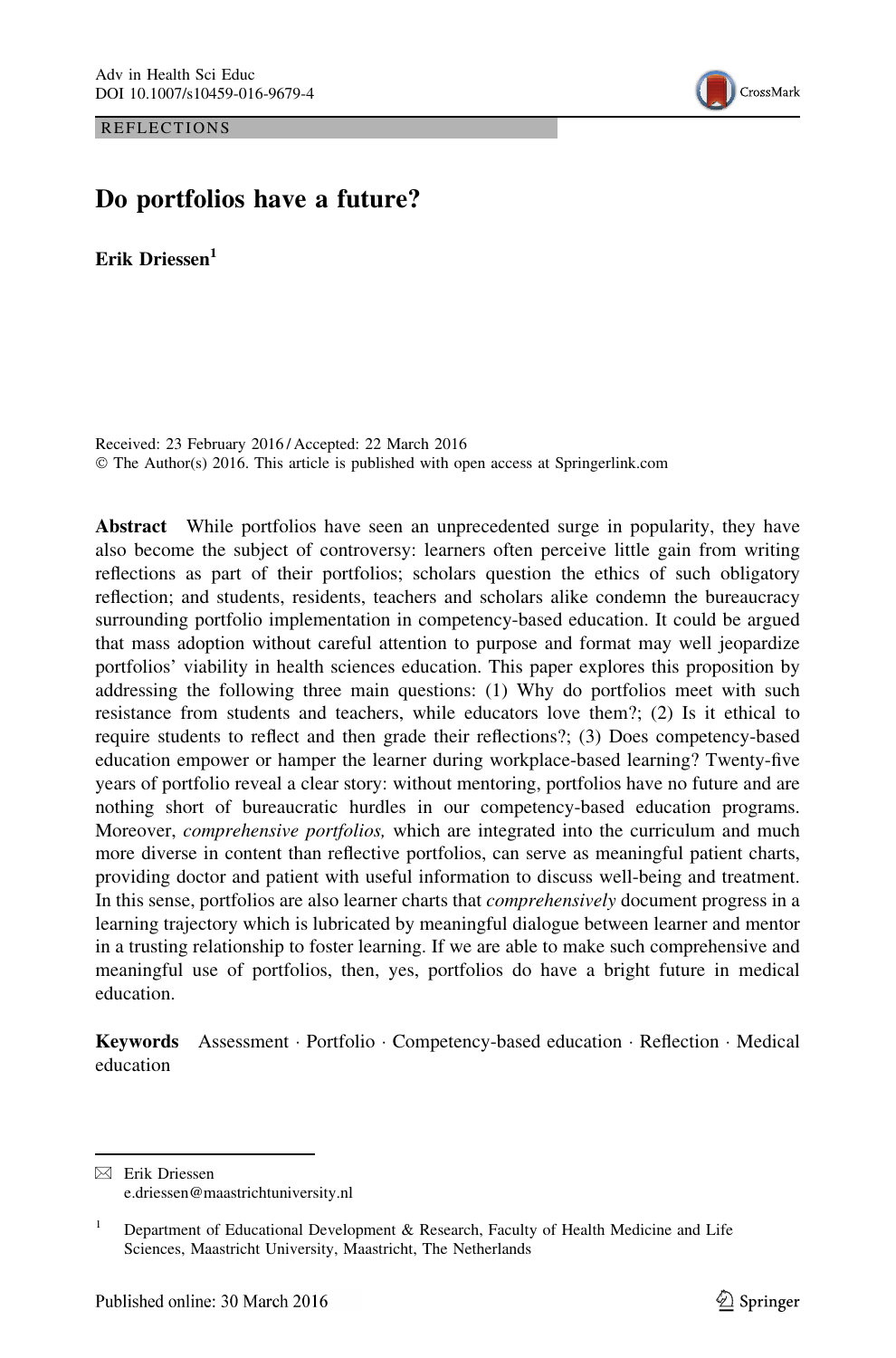REFLECTIONS

# Do portfolios have a future?

**Erik Driessen**[1]

Received: 23 February 2016 / Accepted: 22 March 2016
© The Author(s) 2016. This article is published with open access at Springerlink.com

**Abstract** While portfolios have seen an unprecedented surge in popularity, they have also become the subject of controversy: learners often perceive little gain from writing reflections as part of their portfolios; scholars question the ethics of such obligatory reflection; and students, residents, teachers and scholars alike condemn the bureaucracy surrounding portfolio implementation in competency-based education. It could be argued that mass adoption without careful attention to purpose and format may well jeopardize portfolios' viability in health sciences education. This paper explores this proposition by addressing the following three main questions: (1) Why do portfolios meet with such resistance from students and teachers, while educators love them?; (2) Is it ethical to require students to reflect and then grade their reflections?; (3) Does competency-based education empower or hamper the learner during workplace-based learning? Twenty-five years of portfolio reveal a clear story: without mentoring, portfolios have no future and are nothing short of bureaucratic hurdles in our competency-based education programs. Moreover, *comprehensive portfolios,* which are integrated into the curriculum and much more diverse in content than reflective portfolios, can serve as meaningful patient charts, providing doctor and patient with useful information to discuss well-being and treatment. In this sense, portfolios are also learner charts that *comprehensively* document progress in a learning trajectory which is lubricated by meaningful dialogue between learner and mentor in a trusting relationship to foster learning. If we are able to make such comprehensive and meaningful use of portfolios, then, yes, portfolios do have a bright future in medical education.

**Keywords** Assessment · Portfolio · Competency-based education · Reflection · Medical education

✉ Erik Driessen
e.driessen@maastrichtuniversity.nl

[1] Department of Educational Development & Research, Faculty of Health Medicine and Life Sciences, Maastricht University, Maastricht, The Netherlands

Published online: 30 March 2016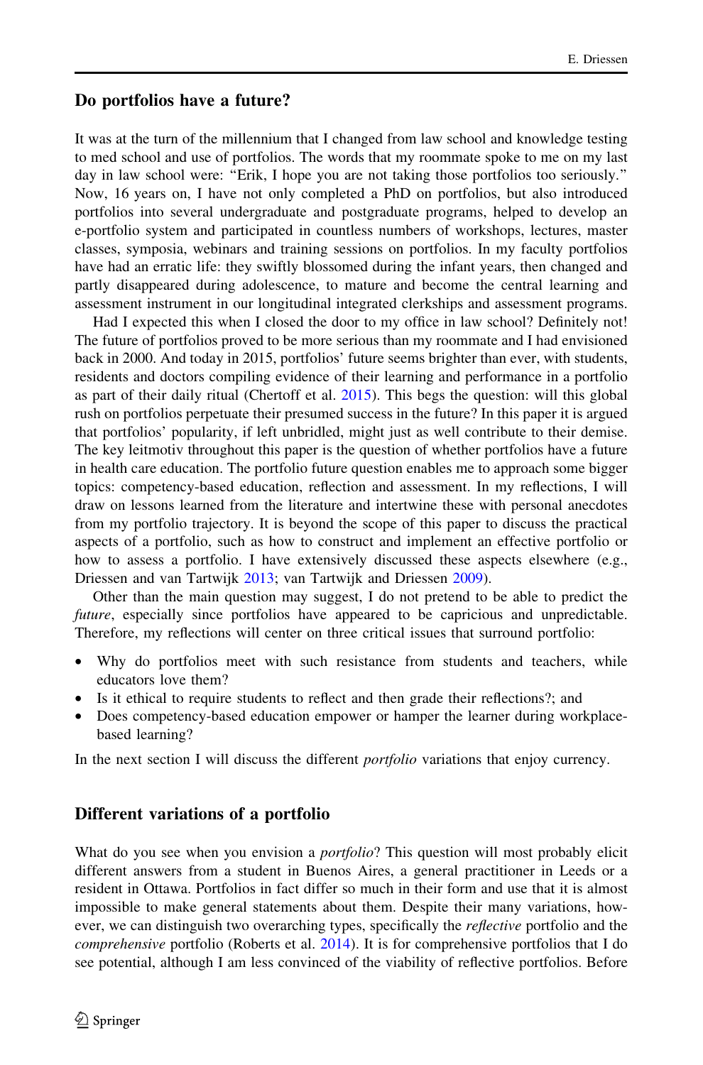## Do portfolios have a future?

It was at the turn of the millennium that I changed from law school and knowledge testing to med school and use of portfolios. The words that my roommate spoke to me on my last day in law school were: "Erik, I hope you are not taking those portfolios too seriously." Now, 16 years on, I have not only completed a PhD on portfolios, but also introduced portfolios into several undergraduate and postgraduate programs, helped to develop an e-portfolio system and participated in countless numbers of workshops, lectures, master classes, symposia, webinars and training sessions on portfolios. In my faculty portfolios have had an erratic life: they swiftly blossomed during the infant years, then changed and partly disappeared during adolescence, to mature and become the central learning and assessment instrument in our longitudinal integrated clerkships and assessment programs.

Had I expected this when I closed the door to my office in law school? Definitely not! The future of portfolios proved to be more serious than my roommate and I had envisioned back in 2000. And today in 2015, portfolios' future seems brighter than ever, with students, residents and doctors compiling evidence of their learning and performance in a portfolio as part of their daily ritual (Chertoff et al. 2015). This begs the question: will this global rush on portfolios perpetuate their presumed success in the future? In this paper it is argued that portfolios' popularity, if left unbridled, might just as well contribute to their demise. The key leitmotiv throughout this paper is the question of whether portfolios have a future in health care education. The portfolio future question enables me to approach some bigger topics: competency-based education, reflection and assessment. In my reflections, I will draw on lessons learned from the literature and intertwine these with personal anecdotes from my portfolio trajectory. It is beyond the scope of this paper to discuss the practical aspects of a portfolio, such as how to construct and implement an effective portfolio or how to assess a portfolio. I have extensively discussed these aspects elsewhere (e.g., Driessen and van Tartwijk 2013; van Tartwijk and Driessen 2009).

Other than the main question may suggest, I do not pretend to be able to predict the *future*, especially since portfolios have appeared to be capricious and unpredictable. Therefore, my reflections will center on three critical issues that surround portfolio:

- Why do portfolios meet with such resistance from students and teachers, while educators love them?
- Is it ethical to require students to reflect and then grade their reflections?; and
- Does competency-based education empower or hamper the learner during workplace-based learning?

In the next section I will discuss the different *portfolio* variations that enjoy currency.

## Different variations of a portfolio

What do you see when you envision a *portfolio*? This question will most probably elicit different answers from a student in Buenos Aires, a general practitioner in Leeds or a resident in Ottawa. Portfolios in fact differ so much in their form and use that it is almost impossible to make general statements about them. Despite their many variations, however, we can distinguish two overarching types, specifically the *reflective* portfolio and the *comprehensive* portfolio (Roberts et al. 2014). It is for comprehensive portfolios that I do see potential, although I am less convinced of the viability of reflective portfolios. Before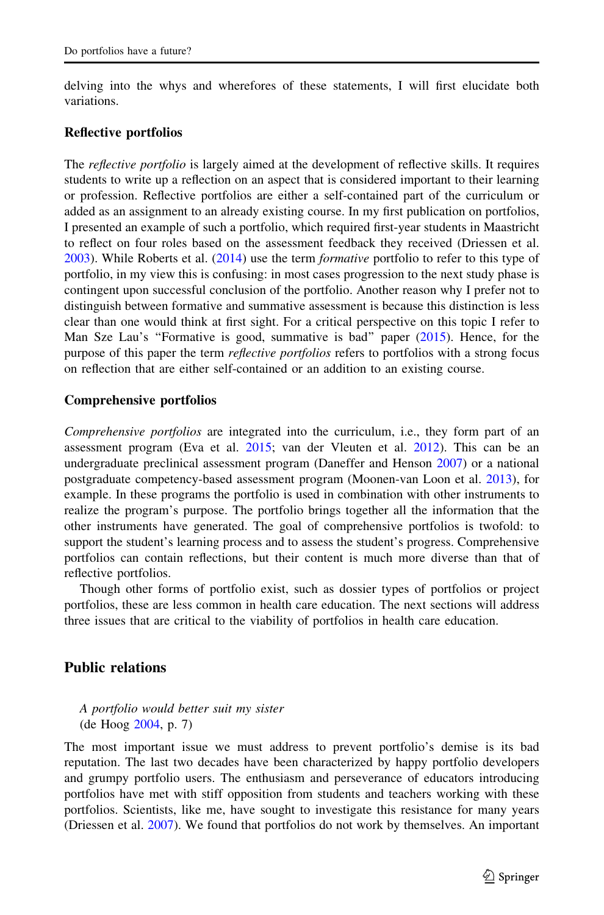delving into the whys and wherefores of these statements, I will first elucidate both variations.

### Reflective portfolios

The *reflective portfolio* is largely aimed at the development of reflective skills. It requires students to write up a reflection on an aspect that is considered important to their learning or profession. Reflective portfolios are either a self-contained part of the curriculum or added as an assignment to an already existing course. In my first publication on portfolios, I presented an example of such a portfolio, which required first-year students in Maastricht to reflect on four roles based on the assessment feedback they received (Driessen et al. 2003). While Roberts et al. (2014) use the term *formative* portfolio to refer to this type of portfolio, in my view this is confusing: in most cases progression to the next study phase is contingent upon successful conclusion of the portfolio. Another reason why I prefer not to distinguish between formative and summative assessment is because this distinction is less clear than one would think at first sight. For a critical perspective on this topic I refer to Man Sze Lau's "Formative is good, summative is bad" paper (2015). Hence, for the purpose of this paper the term *reflective portfolios* refers to portfolios with a strong focus on reflection that are either self-contained or an addition to an existing course.

### Comprehensive portfolios

*Comprehensive portfolios* are integrated into the curriculum, i.e., they form part of an assessment program (Eva et al. 2015; van der Vleuten et al. 2012). This can be an undergraduate preclinical assessment program (Daneffer and Henson 2007) or a national postgraduate competency-based assessment program (Moonen-van Loon et al. 2013), for example. In these programs the portfolio is used in combination with other instruments to realize the program's purpose. The portfolio brings together all the information that the other instruments have generated. The goal of comprehensive portfolios is twofold: to support the student's learning process and to assess the student's progress. Comprehensive portfolios can contain reflections, but their content is much more diverse than that of reflective portfolios.

Though other forms of portfolio exist, such as dossier types of portfolios or project portfolios, these are less common in health care education. The next sections will address three issues that are critical to the viability of portfolios in health care education.

## Public relations

> *A portfolio would better suit my sister*
> (de Hoog 2004, p. 7)

The most important issue we must address to prevent portfolio's demise is its bad reputation. The last two decades have been characterized by happy portfolio developers and grumpy portfolio users. The enthusiasm and perseverance of educators introducing portfolios have met with stiff opposition from students and teachers working with these portfolios. Scientists, like me, have sought to investigate this resistance for many years (Driessen et al. 2007). We found that portfolios do not work by themselves. An important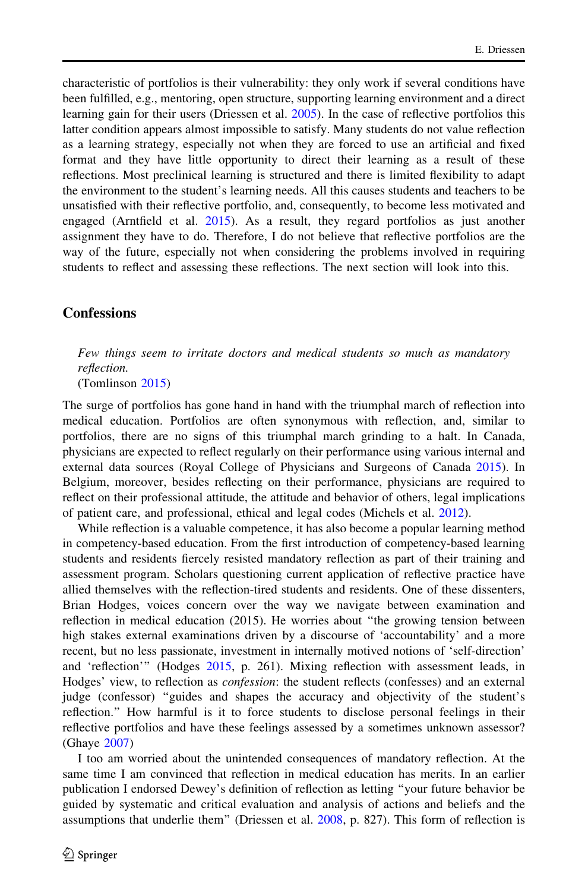characteristic of portfolios is their vulnerability: they only work if several conditions have been fulfilled, e.g., mentoring, open structure, supporting learning environment and a direct learning gain for their users (Driessen et al. 2005). In the case of reflective portfolios this latter condition appears almost impossible to satisfy. Many students do not value reflection as a learning strategy, especially not when they are forced to use an artificial and fixed format and they have little opportunity to direct their learning as a result of these reflections. Most preclinical learning is structured and there is limited flexibility to adapt the environment to the student's learning needs. All this causes students and teachers to be unsatisfied with their reflective portfolio, and, consequently, to become less motivated and engaged (Arntfield et al. 2015). As a result, they regard portfolios as just another assignment they have to do. Therefore, I do not believe that reflective portfolios are the way of the future, especially not when considering the problems involved in requiring students to reflect and assessing these reflections. The next section will look into this.

## Confessions

*Few things seem to irritate doctors and medical students so much as mandatory reflection.*
(Tomlinson 2015)

The surge of portfolios has gone hand in hand with the triumphal march of reflection into medical education. Portfolios are often synonymous with reflection, and, similar to portfolios, there are no signs of this triumphal march grinding to a halt. In Canada, physicians are expected to reflect regularly on their performance using various internal and external data sources (Royal College of Physicians and Surgeons of Canada 2015). In Belgium, moreover, besides reflecting on their performance, physicians are required to reflect on their professional attitude, the attitude and behavior of others, legal implications of patient care, and professional, ethical and legal codes (Michels et al. 2012).

While reflection is a valuable competence, it has also become a popular learning method in competency-based education. From the first introduction of competency-based learning students and residents fiercely resisted mandatory reflection as part of their training and assessment program. Scholars questioning current application of reflective practice have allied themselves with the reflection-tired students and residents. One of these dissenters, Brian Hodges, voices concern over the way we navigate between examination and reflection in medical education (2015). He worries about "the growing tension between high stakes external examinations driven by a discourse of 'accountability' and a more recent, but no less passionate, investment in internally motived notions of 'self-direction' and 'reflection'" (Hodges 2015, p. 261). Mixing reflection with assessment leads, in Hodges' view, to reflection as *confession*: the student reflects (confesses) and an external judge (confessor) "guides and shapes the accuracy and objectivity of the student's reflection." How harmful is it to force students to disclose personal feelings in their reflective portfolios and have these feelings assessed by a sometimes unknown assessor? (Ghaye 2007)

I too am worried about the unintended consequences of mandatory reflection. At the same time I am convinced that reflection in medical education has merits. In an earlier publication I endorsed Dewey's definition of reflection as letting "your future behavior be guided by systematic and critical evaluation and analysis of actions and beliefs and the assumptions that underlie them" (Driessen et al. 2008, p. 827). This form of reflection is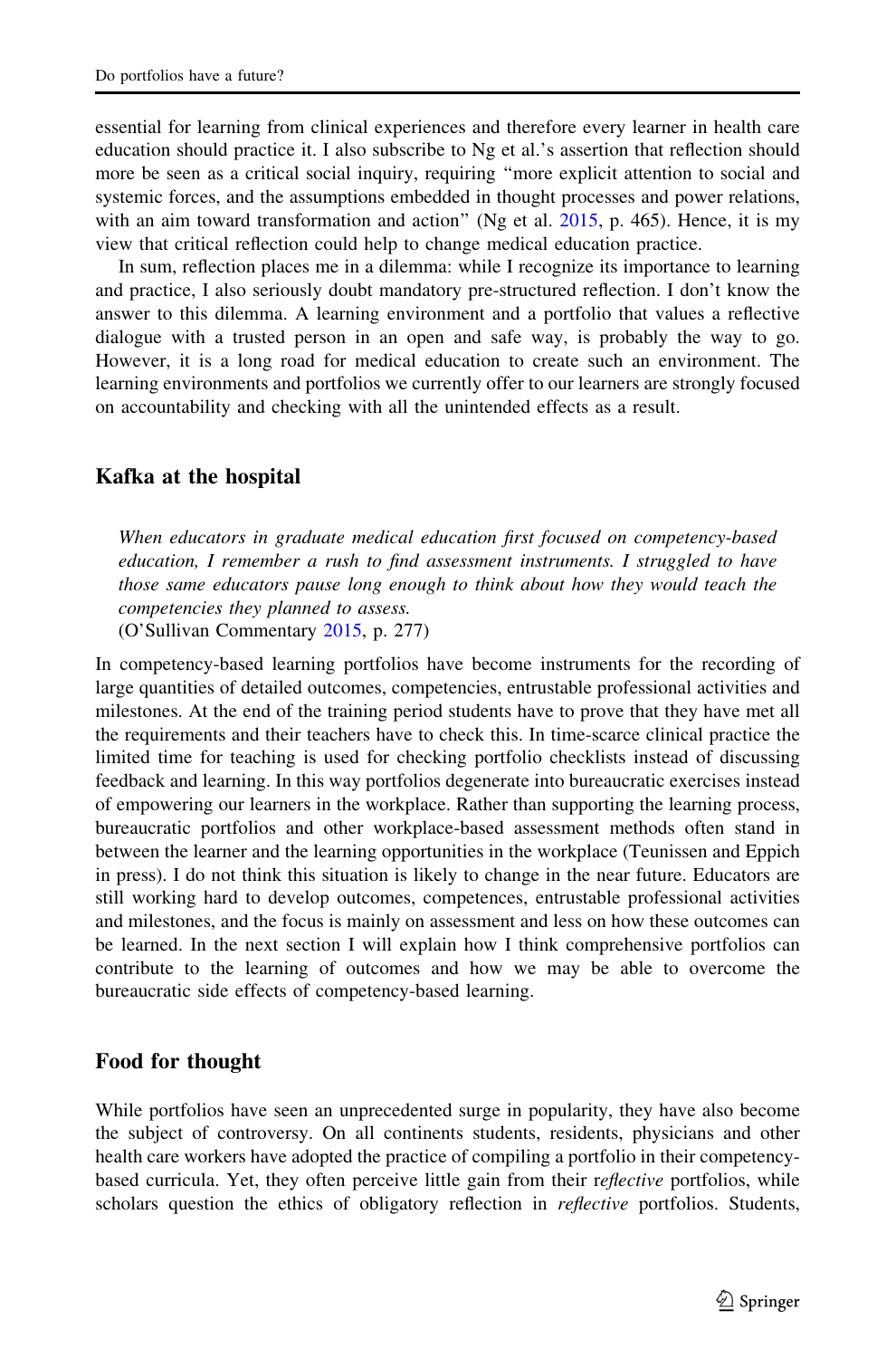essential for learning from clinical experiences and therefore every learner in health care education should practice it. I also subscribe to Ng et al.'s assertion that reflection should more be seen as a critical social inquiry, requiring "more explicit attention to social and systemic forces, and the assumptions embedded in thought processes and power relations, with an aim toward transformation and action" (Ng et al. 2015, p. 465). Hence, it is my view that critical reflection could help to change medical education practice.

In sum, reflection places me in a dilemma: while I recognize its importance to learning and practice, I also seriously doubt mandatory pre-structured reflection. I don't know the answer to this dilemma. A learning environment and a portfolio that values a reflective dialogue with a trusted person in an open and safe way, is probably the way to go. However, it is a long road for medical education to create such an environment. The learning environments and portfolios we currently offer to our learners are strongly focused on accountability and checking with all the unintended effects as a result.

## Kafka at the hospital

> *When educators in graduate medical education first focused on competency-based education, I remember a rush to find assessment instruments. I struggled to have those same educators pause long enough to think about how they would teach the competencies they planned to assess.*
> (O'Sullivan Commentary 2015, p. 277)

In competency-based learning portfolios have become instruments for the recording of large quantities of detailed outcomes, competencies, entrustable professional activities and milestones. At the end of the training period students have to prove that they have met all the requirements and their teachers have to check this. In time-scarce clinical practice the limited time for teaching is used for checking portfolio checklists instead of discussing feedback and learning. In this way portfolios degenerate into bureaucratic exercises instead of empowering our learners in the workplace. Rather than supporting the learning process, bureaucratic portfolios and other workplace-based assessment methods often stand in between the learner and the learning opportunities in the workplace (Teunissen and Eppich in press). I do not think this situation is likely to change in the near future. Educators are still working hard to develop outcomes, competences, entrustable professional activities and milestones, and the focus is mainly on assessment and less on how these outcomes can be learned. In the next section I will explain how I think comprehensive portfolios can contribute to the learning of outcomes and how we may be able to overcome the bureaucratic side effects of competency-based learning.

## Food for thought

While portfolios have seen an unprecedented surge in popularity, they have also become the subject of controversy. On all continents students, residents, physicians and other health care workers have adopted the practice of compiling a portfolio in their competency-based curricula. Yet, they often perceive little gain from their r*eflective* portfolios, while scholars question the ethics of obligatory reflection in *reflective* portfolios. Students,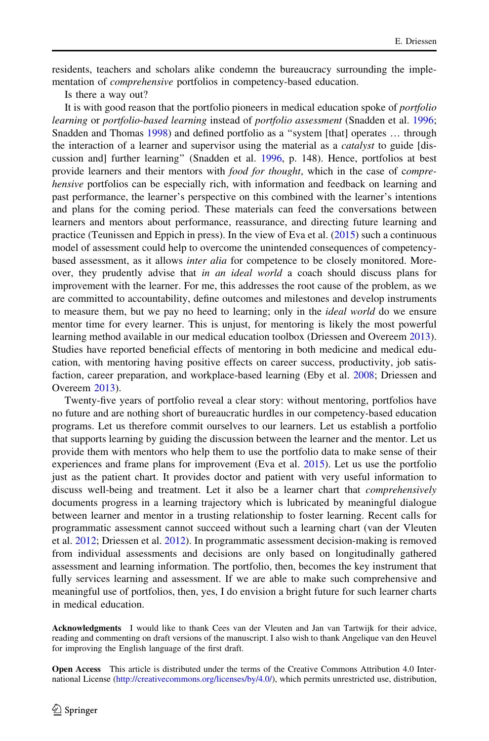residents, teachers and scholars alike condemn the bureaucracy surrounding the implementation of *comprehensive* portfolios in competency-based education.

Is there a way out?

It is with good reason that the portfolio pioneers in medical education spoke of *portfolio learning* or *portfolio-based learning* instead of *portfolio assessment* (Snadden et al. 1996; Snadden and Thomas 1998) and defined portfolio as a "system [that] operates … through the interaction of a learner and supervisor using the material as a *catalyst* to guide [discussion and] further learning" (Snadden et al. 1996, p. 148). Hence, portfolios at best provide learners and their mentors with *food for thought*, which in the case of *comprehensive* portfolios can be especially rich, with information and feedback on learning and past performance, the learner's perspective on this combined with the learner's intentions and plans for the coming period. These materials can feed the conversations between learners and mentors about performance, reassurance, and directing future learning and practice (Teunissen and Eppich in press). In the view of Eva et al. (2015) such a continuous model of assessment could help to overcome the unintended consequences of competency-based assessment, as it allows *inter alia* for competence to be closely monitored. Moreover, they prudently advise that *in an ideal world* a coach should discuss plans for improvement with the learner. For me, this addresses the root cause of the problem, as we are committed to accountability, define outcomes and milestones and develop instruments to measure them, but we pay no heed to learning; only in the *ideal world* do we ensure mentor time for every learner. This is unjust, for mentoring is likely the most powerful learning method available in our medical education toolbox (Driessen and Overeem 2013). Studies have reported beneficial effects of mentoring in both medicine and medical education, with mentoring having positive effects on career success, productivity, job satisfaction, career preparation, and workplace-based learning (Eby et al. 2008; Driessen and Overeem 2013).

Twenty-five years of portfolio reveal a clear story: without mentoring, portfolios have no future and are nothing short of bureaucratic hurdles in our competency-based education programs. Let us therefore commit ourselves to our learners. Let us establish a portfolio that supports learning by guiding the discussion between the learner and the mentor. Let us provide them with mentors who help them to use the portfolio data to make sense of their experiences and frame plans for improvement (Eva et al. 2015). Let us use the portfolio just as the patient chart. It provides doctor and patient with very useful information to discuss well-being and treatment. Let it also be a learner chart that *comprehensively* documents progress in a learning trajectory which is lubricated by meaningful dialogue between learner and mentor in a trusting relationship to foster learning. Recent calls for programmatic assessment cannot succeed without such a learning chart (van der Vleuten et al. 2012; Driessen et al. 2012). In programmatic assessment decision-making is removed from individual assessments and decisions are only based on longitudinally gathered assessment and learning information. The portfolio, then, becomes the key instrument that fully services learning and assessment. If we are able to make such comprehensive and meaningful use of portfolios, then, yes, I do envision a bright future for such learner charts in medical education.

**Acknowledgments** I would like to thank Cees van der Vleuten and Jan van Tartwijk for their advice, reading and commenting on draft versions of the manuscript. I also wish to thank Angelique van den Heuvel for improving the English language of the first draft.

**Open Access** This article is distributed under the terms of the Creative Commons Attribution 4.0 International License (http://creativecommons.org/licenses/by/4.0/), which permits unrestricted use, distribution,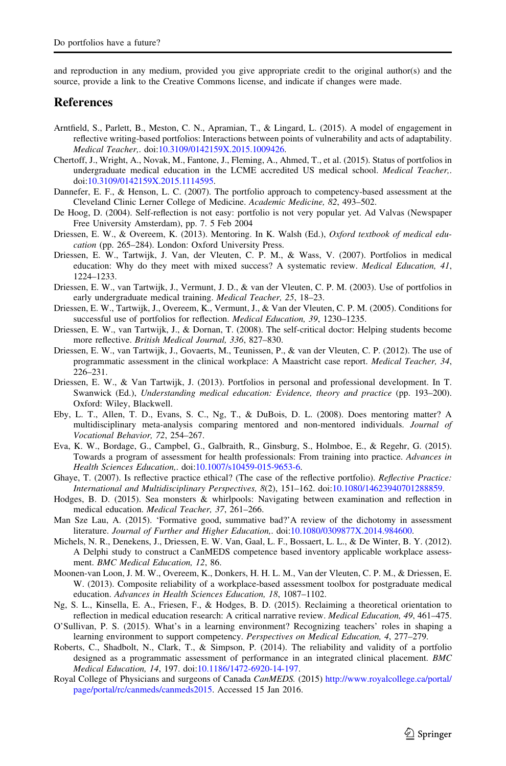and reproduction in any medium, provided you give appropriate credit to the original author(s) and the source, provide a link to the Creative Commons license, and indicate if changes were made.

## References

Arntfield, S., Parlett, B., Meston, C. N., Apramian, T., & Lingard, L. (2015). A model of engagement in reflective writing-based portfolios: Interactions between points of vulnerability and acts of adaptability. *Medical Teacher,*. doi:10.3109/0142159X.2015.1009426.

Chertoff, J., Wright, A., Novak, M., Fantone, J., Fleming, A., Ahmed, T., et al. (2015). Status of portfolios in undergraduate medical education in the LCME accredited US medical school. *Medical Teacher,*. doi:10.3109/0142159X.2015.1114595.

Dannefer, E. F., & Henson, L. C. (2007). The portfolio approach to competency-based assessment at the Cleveland Clinic Lerner College of Medicine. *Academic Medicine, 82*, 493–502.

De Hoog, D. (2004). Self-reflection is not easy: portfolio is not very popular yet. Ad Valvas (Newspaper Free University Amsterdam), pp. 7. 5 Feb 2004

Driessen, E. W., & Overeem, K. (2013). Mentoring. In K. Walsh (Ed.), *Oxford textbook of medical education* (pp. 265–284). London: Oxford University Press.

Driessen, E. W., Tartwijk, J. Van, der Vleuten, C. P. M., & Wass, V. (2007). Portfolios in medical education: Why do they meet with mixed success? A systematic review. *Medical Education, 41*, 1224–1233.

Driessen, E. W., van Tartwijk, J., Vermunt, J. D., & van der Vleuten, C. P. M. (2003). Use of portfolios in early undergraduate medical training. *Medical Teacher, 25*, 18–23.

Driessen, E. W., Tartwijk, J., Overeem, K., Vermunt, J., & Van der Vleuten, C. P. M. (2005). Conditions for successful use of portfolios for reflection. *Medical Education, 39*, 1230–1235.

Driessen, E. W., van Tartwijk, J., & Dornan, T. (2008). The self-critical doctor: Helping students become more reflective. *British Medical Journal, 336*, 827–830.

Driessen, E. W., van Tartwijk, J., Govaerts, M., Teunissen, P., & van der Vleuten, C. P. (2012). The use of programmatic assessment in the clinical workplace: A Maastricht case report. *Medical Teacher, 34*, 226–231.

Driessen, E. W., & Van Tartwijk, J. (2013). Portfolios in personal and professional development. In T. Swanwick (Ed.), *Understanding medical education: Evidence, theory and practice* (pp. 193–200). Oxford: Wiley, Blackwell.

Eby, L. T., Allen, T. D., Evans, S. C., Ng, T., & DuBois, D. L. (2008). Does mentoring matter? A multidisciplinary meta-analysis comparing mentored and non-mentored individuals. *Journal of Vocational Behavior, 72*, 254–267.

Eva, K. W., Bordage, G., Campbel, G., Galbraith, R., Ginsburg, S., Holmboe, E., & Regehr, G. (2015). Towards a program of assessment for health professionals: From training into practice. *Advances in Health Sciences Education,*. doi:10.1007/s10459-015-9653-6.

Ghaye, T. (2007). Is reflective practice ethical? (The case of the reflective portfolio). *Reflective Practice: International and Multidisciplinary Perspectives, 8*(2), 151–162. doi:10.1080/14623940701288859.

Hodges, B. D. (2015). Sea monsters & whirlpools: Navigating between examination and reflection in medical education. *Medical Teacher, 37*, 261–266.

Man Sze Lau, A. (2015). 'Formative good, summative bad?'A review of the dichotomy in assessment literature. *Journal of Further and Higher Education,*. doi:10.1080/0309877X.2014.984600.

Michels, N. R., Denekens, J., Driessen, E. W. Van, Gaal, L. F., Bossaert, L. L., & De Winter, B. Y. (2012). A Delphi study to construct a CanMEDS competence based inventory applicable workplace assessment. *BMC Medical Education, 12*, 86.

Moonen-van Loon, J. M. W., Overeem, K., Donkers, H. H. L. M., Van der Vleuten, C. P. M., & Driessen, E. W. (2013). Composite reliability of a workplace-based assessment toolbox for postgraduate medical education. *Advances in Health Sciences Education, 18*, 1087–1102.

Ng, S. L., Kinsella, E. A., Friesen, F., & Hodges, B. D. (2015). Reclaiming a theoretical orientation to reflection in medical education research: A critical narrative review. *Medical Education, 49*, 461–475.

O'Sullivan, P. S. (2015). What's in a learning environment? Recognizing teachers' roles in shaping a learning environment to support competency. *Perspectives on Medical Education, 4*, 277–279.

Roberts, C., Shadbolt, N., Clark, T., & Simpson, P. (2014). The reliability and validity of a portfolio designed as a programmatic assessment of performance in an integrated clinical placement. *BMC Medical Education, 14*, 197. doi:10.1186/1472-6920-14-197.

Royal College of Physicians and surgeons of Canada *CanMEDS.* (2015) http://www.royalcollege.ca/portal/page/portal/rc/canmeds/canmeds2015. Accessed 15 Jan 2016.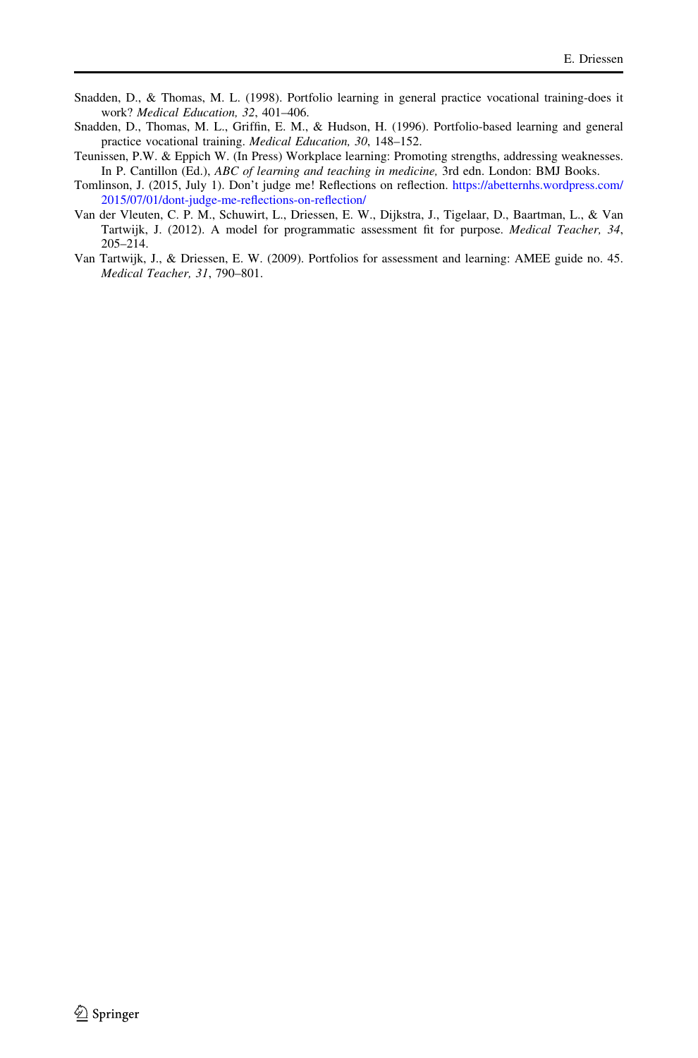Snadden, D., & Thomas, M. L. (1998). Portfolio learning in general practice vocational training-does it work? *Medical Education, 32*, 401–406.

Snadden, D., Thomas, M. L., Griffin, E. M., & Hudson, H. (1996). Portfolio-based learning and general practice vocational training. *Medical Education, 30*, 148–152.

Teunissen, P.W. & Eppich W. (In Press) Workplace learning: Promoting strengths, addressing weaknesses. In P. Cantillon (Ed.), *ABC of learning and teaching in medicine,* 3rd edn. London: BMJ Books.

Tomlinson, J. (2015, July 1). Don't judge me! Reflections on reflection. https://abetternhs.wordpress.com/2015/07/01/dont-judge-me-reflections-on-reflection/

Van der Vleuten, C. P. M., Schuwirt, L., Driessen, E. W., Dijkstra, J., Tigelaar, D., Baartman, L., & Van Tartwijk, J. (2012). A model for programmatic assessment fit for purpose. *Medical Teacher, 34*, 205–214.

Van Tartwijk, J., & Driessen, E. W. (2009). Portfolios for assessment and learning: AMEE guide no. 45. *Medical Teacher, 31*, 790–801.